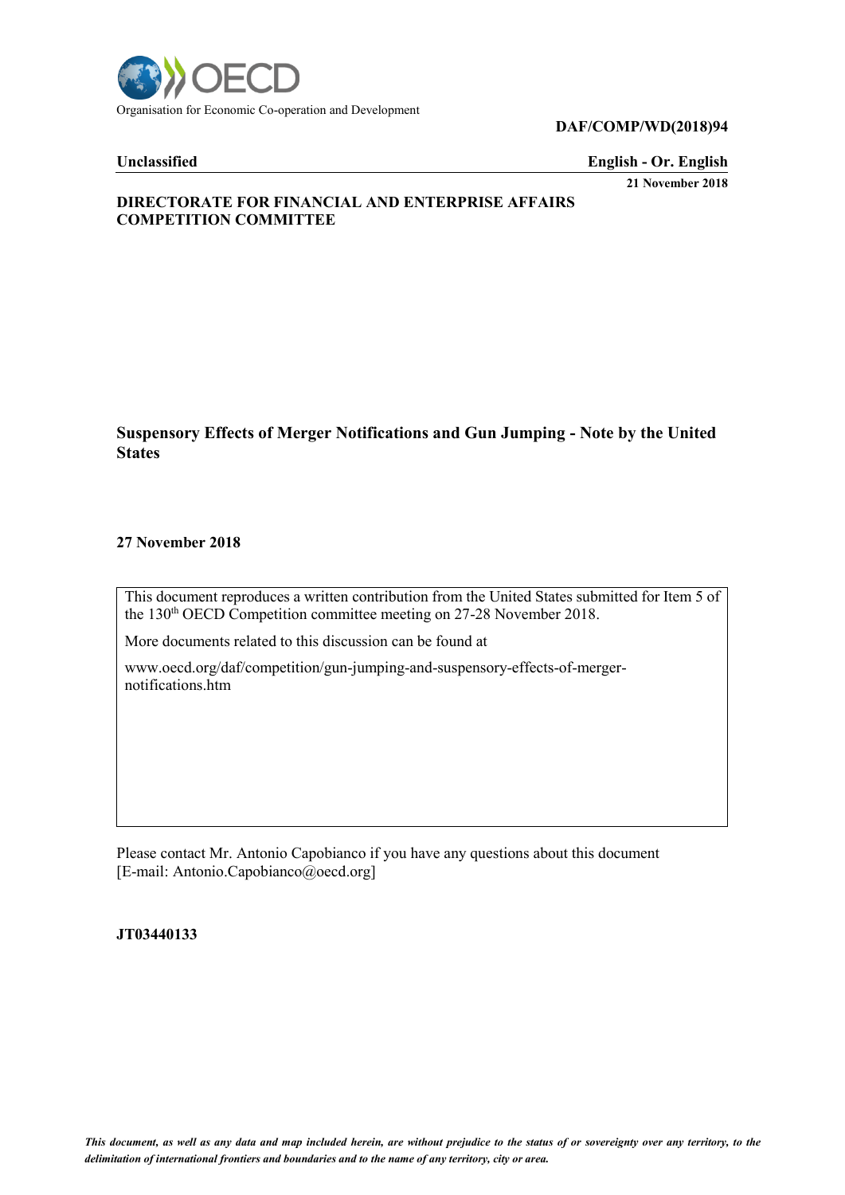Organisation for Economic Co-operation and Development

**DAF/COMP/WD(2018)94**

**Unclassified** **English - Or. English**

**21 November 2018**

**DIRECTORATE FOR FINANCIAL AND ENTERPRISE AFFAIRS**
**COMPETITION COMMITTEE**

**Suspensory Effects of Merger Notifications and Gun Jumping - Note by the United States**

**27 November 2018**

This document reproduces a written contribution from the United States submitted for Item 5 of the 130th OECD Competition committee meeting on 27-28 November 2018.

More documents related to this discussion can be found at

www.oecd.org/daf/competition/gun-jumping-and-suspensory-effects-of-merger-notifications.htm

Please contact Mr. Antonio Capobianco if you have any questions about this document [E-mail: Antonio.Capobianco@oecd.org]

**JT03440133**

*This document, as well as any data and map included herein, are without prejudice to the status of or sovereignty over any territory, to the delimitation of international frontiers and boundaries and to the name of any territory, city or area.*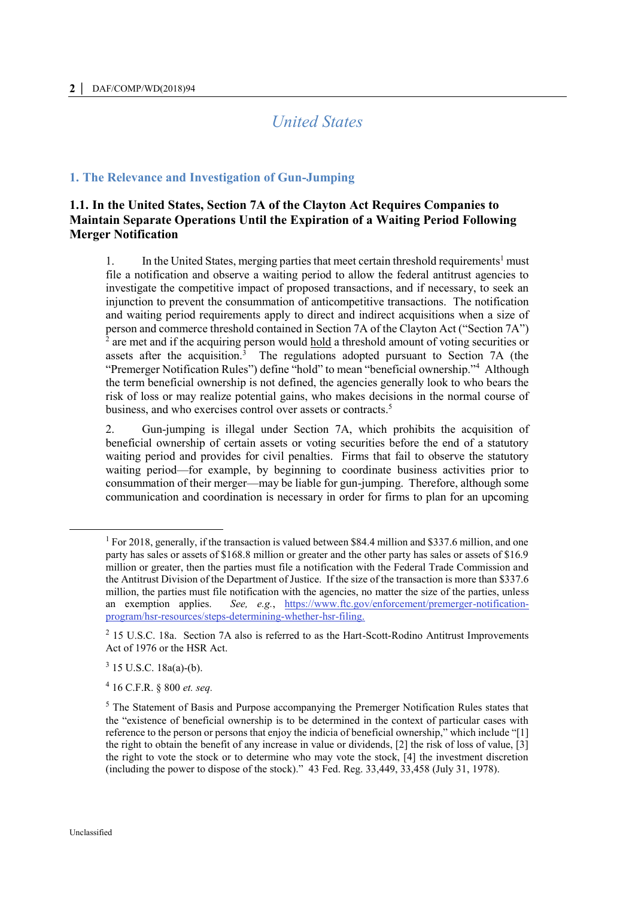# United States

## 1. The Relevance and Investigation of Gun-Jumping

### 1.1. In the United States, Section 7A of the Clayton Act Requires Companies to Maintain Separate Operations Until the Expiration of a Waiting Period Following Merger Notification

1. In the United States, merging parties that meet certain threshold requirements[1] must file a notification and observe a waiting period to allow the federal antitrust agencies to investigate the competitive impact of proposed transactions, and if necessary, to seek an injunction to prevent the consummation of anticompetitive transactions. The notification and waiting period requirements apply to direct and indirect acquisitions when a size of person and commerce threshold contained in Section 7A of the Clayton Act ("Section 7A")[2] are met and if the acquiring person would hold a threshold amount of voting securities or assets after the acquisition.[3] The regulations adopted pursuant to Section 7A (the "Premerger Notification Rules") define "hold" to mean "beneficial ownership."[4] Although the term beneficial ownership is not defined, the agencies generally look to who bears the risk of loss or may realize potential gains, who makes decisions in the normal course of business, and who exercises control over assets or contracts.[5]

2. Gun-jumping is illegal under Section 7A, which prohibits the acquisition of beneficial ownership of certain assets or voting securities before the end of a statutory waiting period and provides for civil penalties. Firms that fail to observe the statutory waiting period—for example, by beginning to coordinate business activities prior to consummation of their merger—may be liable for gun-jumping. Therefore, although some communication and coordination is necessary in order for firms to plan for an upcoming

---

[1] For 2018, generally, if the transaction is valued between $84.4 million and $337.6 million, and one party has sales or assets of $168.8 million or greater and the other party has sales or assets of $16.9 million or greater, then the parties must file a notification with the Federal Trade Commission and the Antitrust Division of the Department of Justice. If the size of the transaction is more than $337.6 million, the parties must file notification with the agencies, no matter the size of the parties, unless an exemption applies. *See, e.g.*, [https://www.ftc.gov/enforcement/premerger-notification-program/hsr-resources/steps-determining-whether-hsr-filing.](https://www.ftc.gov/enforcement/premerger-notification-program/hsr-resources/steps-determining-whether-hsr-filing)

[2] 15 U.S.C. 18a. Section 7A also is referred to as the Hart-Scott-Rodino Antitrust Improvements Act of 1976 or the HSR Act.

[3] 15 U.S.C. 18a(a)-(b).

[4] 16 C.F.R. § 800 *et. seq.*

[5] The Statement of Basis and Purpose accompanying the Premerger Notification Rules states that the "existence of beneficial ownership is to be determined in the context of particular cases with reference to the person or persons that enjoy the indicia of beneficial ownership," which include "[1] the right to obtain the benefit of any increase in value or dividends, [2] the risk of loss of value, [3] the right to vote the stock or to determine who may vote the stock, [4] the investment discretion (including the power to dispose of the stock)." 43 Fed. Reg. 33,449, 33,458 (July 31, 1978).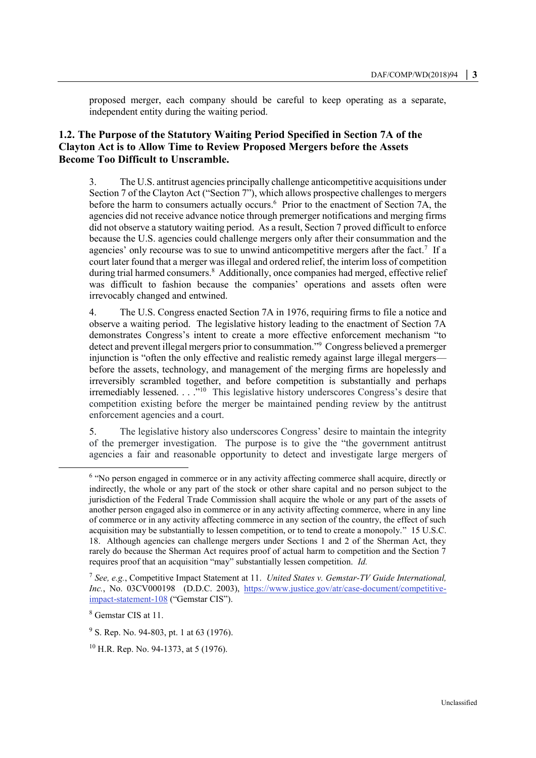proposed merger, each company should be careful to keep operating as a separate, independent entity during the waiting period.

## 1.2. The Purpose of the Statutory Waiting Period Specified in Section 7A of the Clayton Act is to Allow Time to Review Proposed Mergers before the Assets Become Too Difficult to Unscramble.

3. The U.S. antitrust agencies principally challenge anticompetitive acquisitions under Section 7 of the Clayton Act ("Section 7"), which allows prospective challenges to mergers before the harm to consumers actually occurs.[6] Prior to the enactment of Section 7A, the agencies did not receive advance notice through premerger notifications and merging firms did not observe a statutory waiting period. As a result, Section 7 proved difficult to enforce because the U.S. agencies could challenge mergers only after their consummation and the agencies' only recourse was to sue to unwind anticompetitive mergers after the fact.[7] If a court later found that a merger was illegal and ordered relief, the interim loss of competition during trial harmed consumers.[8] Additionally, once companies had merged, effective relief was difficult to fashion because the companies' operations and assets often were irrevocably changed and entwined.

4. The U.S. Congress enacted Section 7A in 1976, requiring firms to file a notice and observe a waiting period. The legislative history leading to the enactment of Section 7A demonstrates Congress's intent to create a more effective enforcement mechanism "to detect and prevent illegal mergers prior to consummation."[9] Congress believed a premerger injunction is "often the only effective and realistic remedy against large illegal mergers—before the assets, technology, and management of the merging firms are hopelessly and irreversibly scrambled together, and before competition is substantially and perhaps irremediably lessened. . . ."[10] This legislative history underscores Congress's desire that competition existing before the merger be maintained pending review by the antitrust enforcement agencies and a court.

5. The legislative history also underscores Congress' desire to maintain the integrity of the premerger investigation. The purpose is to give the "the government antitrust agencies a fair and reasonable opportunity to detect and investigate large mergers of

---

[6] "No person engaged in commerce or in any activity affecting commerce shall acquire, directly or indirectly, the whole or any part of the stock or other share capital and no person subject to the jurisdiction of the Federal Trade Commission shall acquire the whole or any part of the assets of another person engaged also in commerce or in any activity affecting commerce, where in any line of commerce or in any activity affecting commerce in any section of the country, the effect of such acquisition may be substantially to lessen competition, or to tend to create a monopoly." 15 U.S.C. 18. Although agencies can challenge mergers under Sections 1 and 2 of the Sherman Act, they rarely do because the Sherman Act requires proof of actual harm to competition and the Section 7 requires proof that an acquisition "may" substantially lessen competition. *Id.*

[7] *See, e.g.*, Competitive Impact Statement at 11. *United States v. Gemstar-TV Guide International, Inc.*, No. 03CV000198 (D.D.C. 2003), https://www.justice.gov/atr/case-document/competitive-impact-statement-108 ("Gemstar CIS").

[8] Gemstar CIS at 11.

[9] S. Rep. No. 94-803, pt. 1 at 63 (1976).

[10] H.R. Rep. No. 94-1373, at 5 (1976).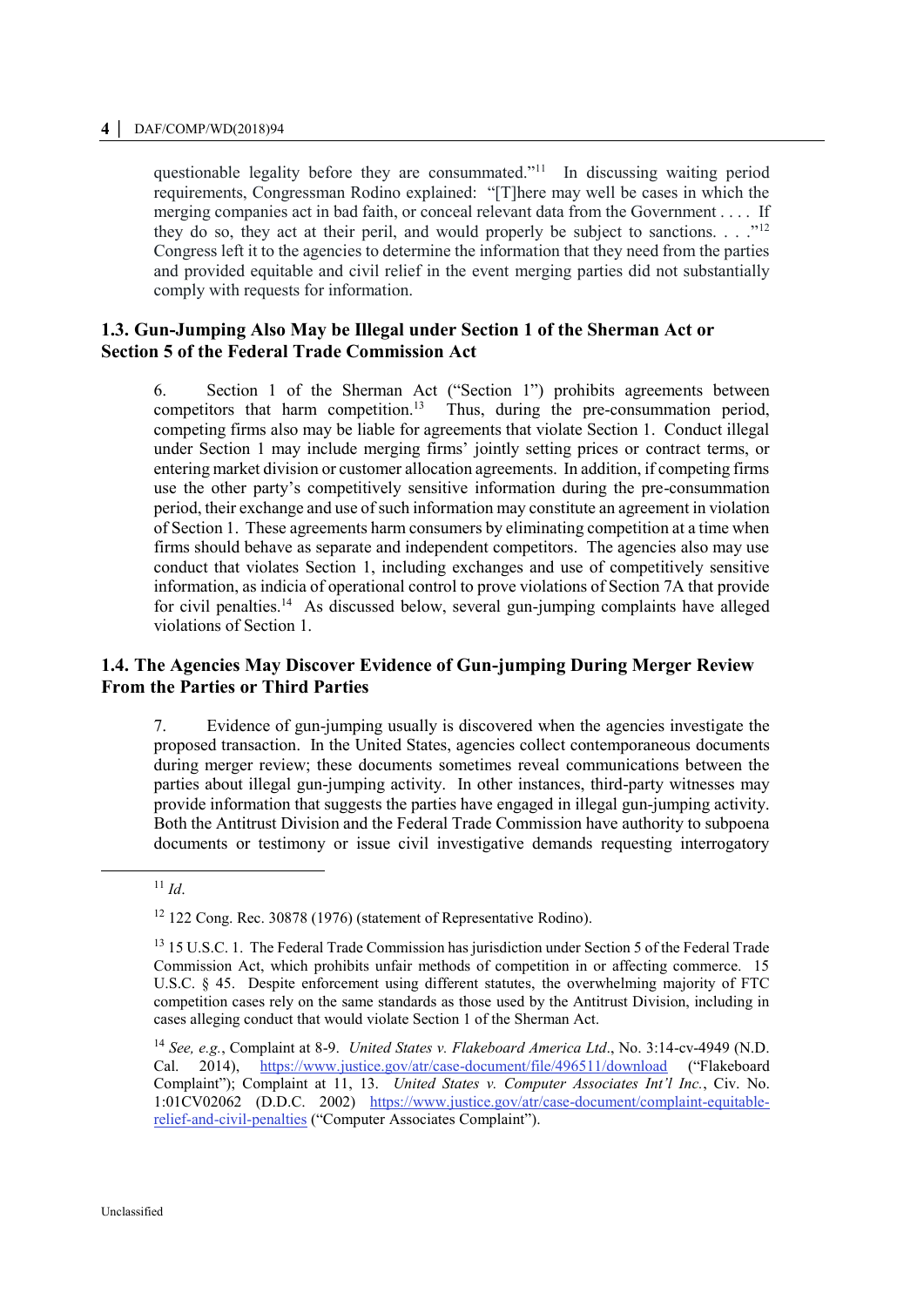questionable legality before they are consummated."[11] In discussing waiting period requirements, Congressman Rodino explained: "[T]here may well be cases in which the merging companies act in bad faith, or conceal relevant data from the Government . . . . If they do so, they act at their peril, and would properly be subject to sanctions. . . ."[12] Congress left it to the agencies to determine the information that they need from the parties and provided equitable and civil relief in the event merging parties did not substantially comply with requests for information.

## 1.3. Gun-Jumping Also May be Illegal under Section 1 of the Sherman Act or Section 5 of the Federal Trade Commission Act

6. Section 1 of the Sherman Act ("Section 1") prohibits agreements between competitors that harm competition.[13] Thus, during the pre-consummation period, competing firms also may be liable for agreements that violate Section 1. Conduct illegal under Section 1 may include merging firms' jointly setting prices or contract terms, or entering market division or customer allocation agreements. In addition, if competing firms use the other party's competitively sensitive information during the pre-consummation period, their exchange and use of such information may constitute an agreement in violation of Section 1. These agreements harm consumers by eliminating competition at a time when firms should behave as separate and independent competitors. The agencies also may use conduct that violates Section 1, including exchanges and use of competitively sensitive information, as indicia of operational control to prove violations of Section 7A that provide for civil penalties.[14] As discussed below, several gun-jumping complaints have alleged violations of Section 1.

## 1.4. The Agencies May Discover Evidence of Gun-jumping During Merger Review From the Parties or Third Parties

7. Evidence of gun-jumping usually is discovered when the agencies investigate the proposed transaction. In the United States, agencies collect contemporaneous documents during merger review; these documents sometimes reveal communications between the parties about illegal gun-jumping activity. In other instances, third-party witnesses may provide information that suggests the parties have engaged in illegal gun-jumping activity. Both the Antitrust Division and the Federal Trade Commission have authority to subpoena documents or testimony or issue civil investigative demands requesting interrogatory

---

[11] *Id*.

[12] 122 Cong. Rec. 30878 (1976) (statement of Representative Rodino).

[13] 15 U.S.C. 1. The Federal Trade Commission has jurisdiction under Section 5 of the Federal Trade Commission Act, which prohibits unfair methods of competition in or affecting commerce. 15 U.S.C. § 45. Despite enforcement using different statutes, the overwhelming majority of FTC competition cases rely on the same standards as those used by the Antitrust Division, including in cases alleging conduct that would violate Section 1 of the Sherman Act.

[14] *See, e.g.*, Complaint at 8-9. *United States v. Flakeboard America Ltd*., No. 3:14-cv-4949 (N.D. Cal. 2014), https://www.justice.gov/atr/case-document/file/496511/download ("Flakeboard Complaint"); Complaint at 11, 13. *United States v. Computer Associates Int'l Inc.*, Civ. No. 1:01CV02062 (D.D.C. 2002) https://www.justice.gov/atr/case-document/complaint-equitable-relief-and-civil-penalties ("Computer Associates Complaint").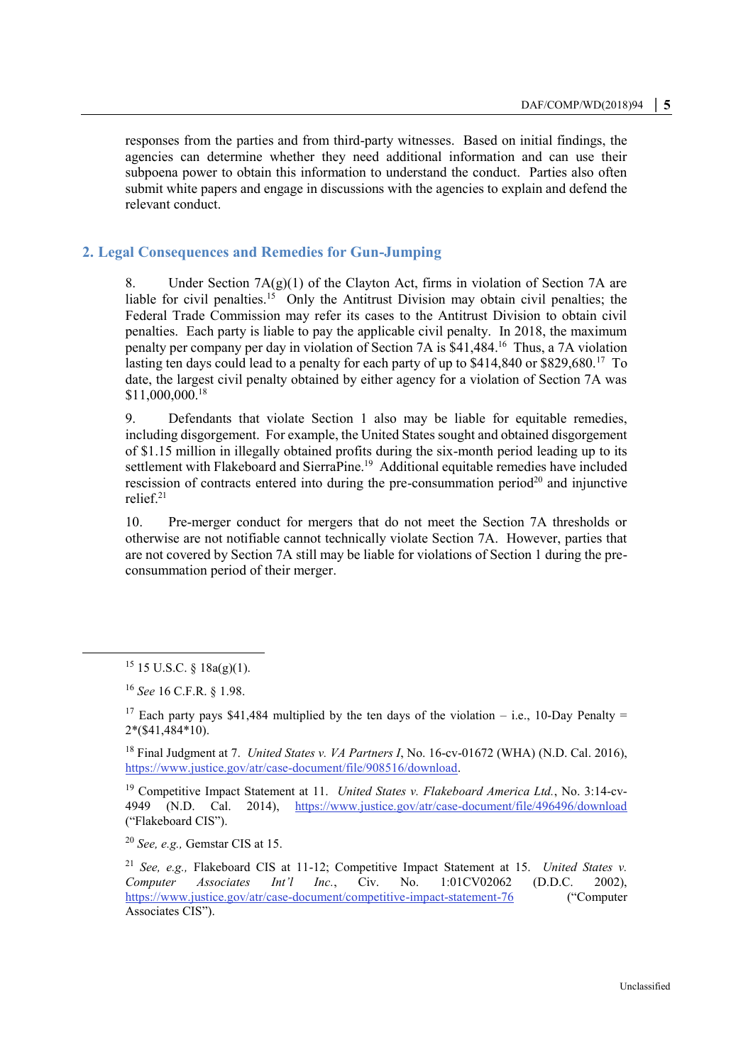responses from the parties and from third-party witnesses. Based on initial findings, the agencies can determine whether they need additional information and can use their subpoena power to obtain this information to understand the conduct. Parties also often submit white papers and engage in discussions with the agencies to explain and defend the relevant conduct.

## 2. Legal Consequences and Remedies for Gun-Jumping

8. Under Section 7A(g)(1) of the Clayton Act, firms in violation of Section 7A are liable for civil penalties.[15] Only the Antitrust Division may obtain civil penalties; the Federal Trade Commission may refer its cases to the Antitrust Division to obtain civil penalties. Each party is liable to pay the applicable civil penalty. In 2018, the maximum penalty per company per day in violation of Section 7A is $41,484.[16] Thus, a 7A violation lasting ten days could lead to a penalty for each party of up to $414,840 or $829,680.[17] To date, the largest civil penalty obtained by either agency for a violation of Section 7A was $11,000,000.[18]

9. Defendants that violate Section 1 also may be liable for equitable remedies, including disgorgement. For example, the United States sought and obtained disgorgement of $1.15 million in illegally obtained profits during the six-month period leading up to its settlement with Flakeboard and SierraPine.[19] Additional equitable remedies have included rescission of contracts entered into during the pre-consummation period[20] and injunctive relief.[21]

10. Pre-merger conduct for mergers that do not meet the Section 7A thresholds or otherwise are not notifiable cannot technically violate Section 7A. However, parties that are not covered by Section 7A still may be liable for violations of Section 1 during the pre-consummation period of their merger.

---

[15] 15 U.S.C. § 18a(g)(1).

[16] *See* 16 C.F.R. § 1.98.

[17] Each party pays $41,484 multiplied by the ten days of the violation – i.e., 10-Day Penalty = 2*($41,484*10).

[18] Final Judgment at 7. *United States v. VA Partners I*, No. 16-cv-01672 (WHA) (N.D. Cal. 2016), https://www.justice.gov/atr/case-document/file/908516/download.

[19] Competitive Impact Statement at 11. *United States v. Flakeboard America Ltd.*, No. 3:14-cv-4949 (N.D. Cal. 2014), https://www.justice.gov/atr/case-document/file/496496/download ("Flakeboard CIS").

[20] *See, e.g.,* Gemstar CIS at 15.

[21] *See, e.g.,* Flakeboard CIS at 11-12; Competitive Impact Statement at 15. *United States v. Computer Associates Int'l Inc.*, Civ. No. 1:01CV02062 (D.D.C. 2002), https://www.justice.gov/atr/case-document/competitive-impact-statement-76 ("Computer Associates CIS").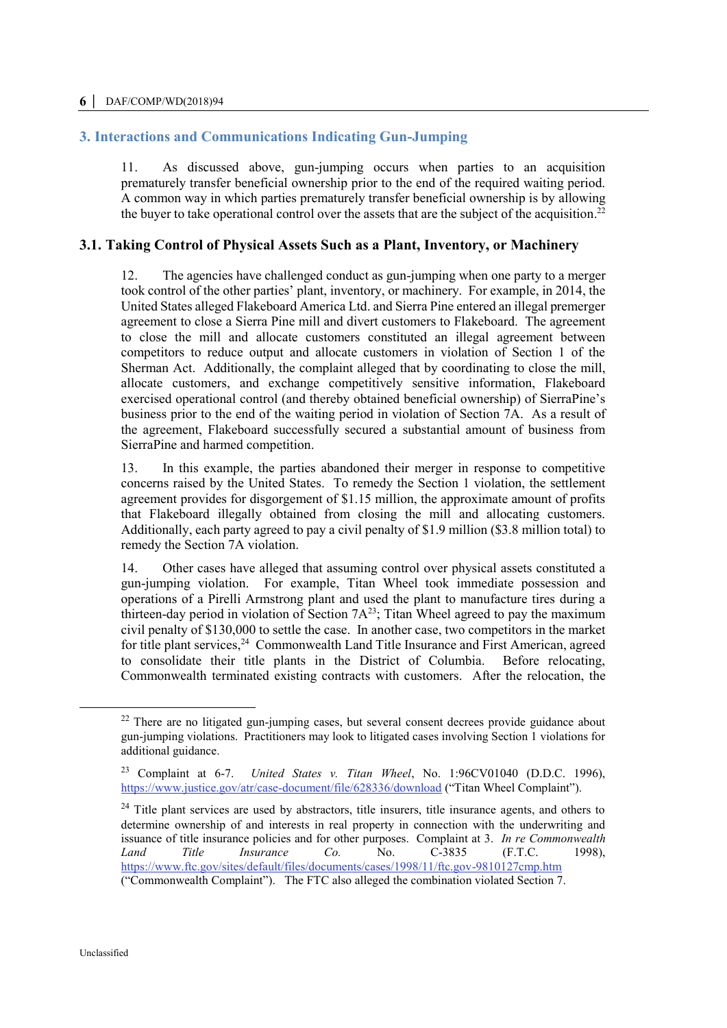## 3. Interactions and Communications Indicating Gun-Jumping

11. As discussed above, gun-jumping occurs when parties to an acquisition prematurely transfer beneficial ownership prior to the end of the required waiting period. A common way in which parties prematurely transfer beneficial ownership is by allowing the buyer to take operational control over the assets that are the subject of the acquisition.[22]

### 3.1. Taking Control of Physical Assets Such as a Plant, Inventory, or Machinery

12. The agencies have challenged conduct as gun-jumping when one party to a merger took control of the other parties' plant, inventory, or machinery. For example, in 2014, the United States alleged Flakeboard America Ltd. and Sierra Pine entered an illegal premerger agreement to close a Sierra Pine mill and divert customers to Flakeboard. The agreement to close the mill and allocate customers constituted an illegal agreement between competitors to reduce output and allocate customers in violation of Section 1 of the Sherman Act. Additionally, the complaint alleged that by coordinating to close the mill, allocate customers, and exchange competitively sensitive information, Flakeboard exercised operational control (and thereby obtained beneficial ownership) of SierraPine's business prior to the end of the waiting period in violation of Section 7A. As a result of the agreement, Flakeboard successfully secured a substantial amount of business from SierraPine and harmed competition.

13. In this example, the parties abandoned their merger in response to competitive concerns raised by the United States. To remedy the Section 1 violation, the settlement agreement provides for disgorgement of $1.15 million, the approximate amount of profits that Flakeboard illegally obtained from closing the mill and allocating customers. Additionally, each party agreed to pay a civil penalty of $1.9 million ($3.8 million total) to remedy the Section 7A violation.

14. Other cases have alleged that assuming control over physical assets constituted a gun-jumping violation. For example, Titan Wheel took immediate possession and operations of a Pirelli Armstrong plant and used the plant to manufacture tires during a thirteen-day period in violation of Section 7A[23]; Titan Wheel agreed to pay the maximum civil penalty of $130,000 to settle the case. In another case, two competitors in the market for title plant services,[24] Commonwealth Land Title Insurance and First American, agreed to consolidate their title plants in the District of Columbia. Before relocating, Commonwealth terminated existing contracts with customers. After the relocation, the

---

[22] There are no litigated gun-jumping cases, but several consent decrees provide guidance about gun-jumping violations. Practitioners may look to litigated cases involving Section 1 violations for additional guidance.

[23] Complaint at 6-7. *United States v. Titan Wheel*, No. 1:96CV01040 (D.D.C. 1996), https://www.justice.gov/atr/case-document/file/628336/download ("Titan Wheel Complaint").

[24] Title plant services are used by abstractors, title insurers, title insurance agents, and others to determine ownership of and interests in real property in connection with the underwriting and issuance of title insurance policies and for other purposes. Complaint at 3. *In re Commonwealth Land Title Insurance Co.* No. C-3835 (F.T.C. 1998), https://www.ftc.gov/sites/default/files/documents/cases/1998/11/ftc.gov-9810127cmp.htm ("Commonwealth Complaint"). The FTC also alleged the combination violated Section 7.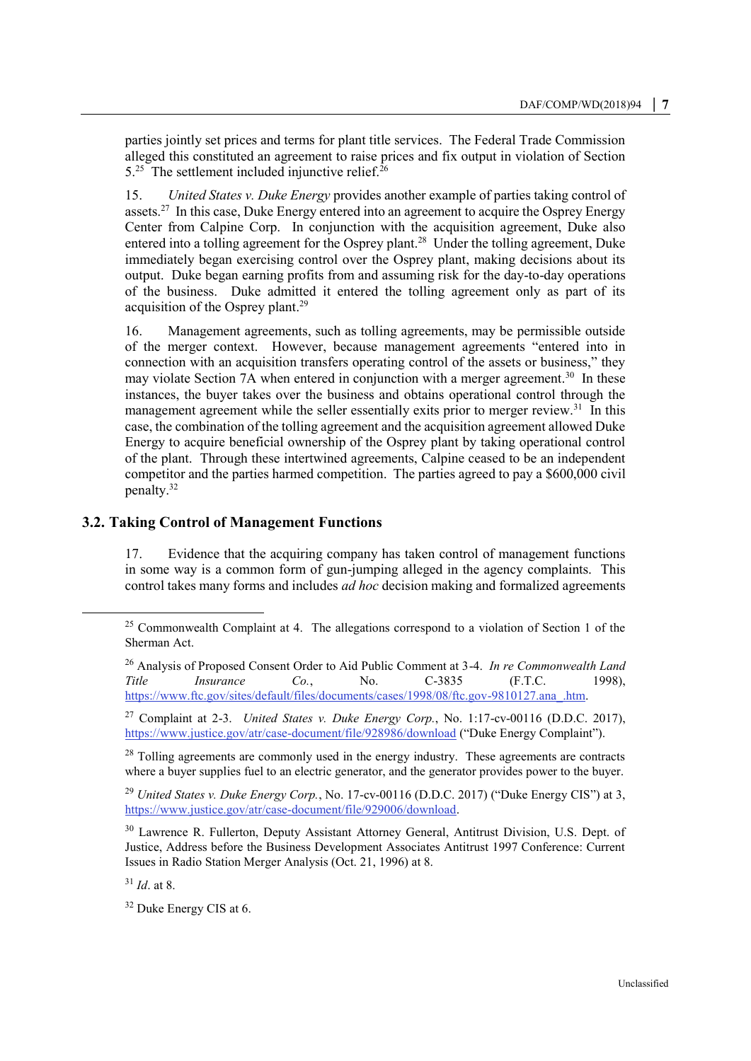parties jointly set prices and terms for plant title services. The Federal Trade Commission alleged this constituted an agreement to raise prices and fix output in violation of Section 5.[25] The settlement included injunctive relief.[26]

15. *United States v. Duke Energy* provides another example of parties taking control of assets.[27] In this case, Duke Energy entered into an agreement to acquire the Osprey Energy Center from Calpine Corp. In conjunction with the acquisition agreement, Duke also entered into a tolling agreement for the Osprey plant.[28] Under the tolling agreement, Duke immediately began exercising control over the Osprey plant, making decisions about its output. Duke began earning profits from and assuming risk for the day-to-day operations of the business. Duke admitted it entered the tolling agreement only as part of its acquisition of the Osprey plant.[29]

16. Management agreements, such as tolling agreements, may be permissible outside of the merger context. However, because management agreements "entered into in connection with an acquisition transfers operating control of the assets or business," they may violate Section 7A when entered in conjunction with a merger agreement.[30] In these instances, the buyer takes over the business and obtains operational control through the management agreement while the seller essentially exits prior to merger review.[31] In this case, the combination of the tolling agreement and the acquisition agreement allowed Duke Energy to acquire beneficial ownership of the Osprey plant by taking operational control of the plant. Through these intertwined agreements, Calpine ceased to be an independent competitor and the parties harmed competition. The parties agreed to pay a $600,000 civil penalty.[32]

## 3.2. Taking Control of Management Functions

17. Evidence that the acquiring company has taken control of management functions in some way is a common form of gun-jumping alleged in the agency complaints. This control takes many forms and includes *ad hoc* decision making and formalized agreements

---

[25] Commonwealth Complaint at 4. The allegations correspond to a violation of Section 1 of the Sherman Act.

[26] Analysis of Proposed Consent Order to Aid Public Comment at 3-4. *In re Commonwealth Land Title Insurance Co.*, No. C-3835 (F.T.C. 1998), https://www.ftc.gov/sites/default/files/documents/cases/1998/08/ftc.gov-9810127.ana_.htm.

[27] Complaint at 2-3. *United States v. Duke Energy Corp.*, No. 1:17-cv-00116 (D.D.C. 2017), https://www.justice.gov/atr/case-document/file/928986/download ("Duke Energy Complaint").

[28] Tolling agreements are commonly used in the energy industry. These agreements are contracts where a buyer supplies fuel to an electric generator, and the generator provides power to the buyer.

[29] *United States v. Duke Energy Corp.*, No. 17-cv-00116 (D.D.C. 2017) ("Duke Energy CIS") at 3, https://www.justice.gov/atr/case-document/file/929006/download.

[30] Lawrence R. Fullerton, Deputy Assistant Attorney General, Antitrust Division, U.S. Dept. of Justice, Address before the Business Development Associates Antitrust 1997 Conference: Current Issues in Radio Station Merger Analysis (Oct. 21, 1996) at 8.

[31] *Id*. at 8.

[32] Duke Energy CIS at 6.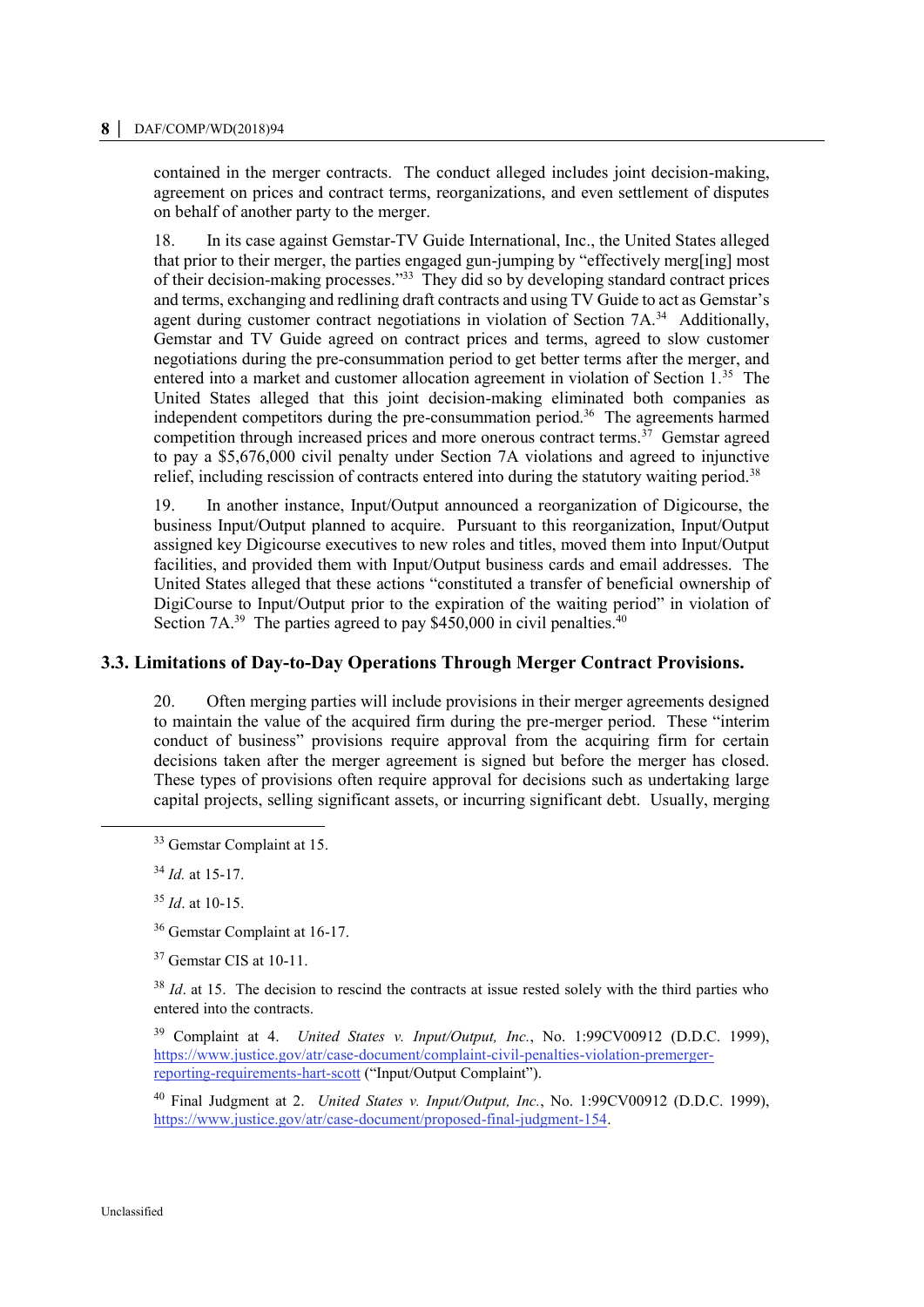contained in the merger contracts. The conduct alleged includes joint decision-making, agreement on prices and contract terms, reorganizations, and even settlement of disputes on behalf of another party to the merger.

18. In its case against Gemstar-TV Guide International, Inc., the United States alleged that prior to their merger, the parties engaged gun-jumping by "effectively merg[ing] most of their decision-making processes."[33] They did so by developing standard contract prices and terms, exchanging and redlining draft contracts and using TV Guide to act as Gemstar's agent during customer contract negotiations in violation of Section 7A.[34] Additionally, Gemstar and TV Guide agreed on contract prices and terms, agreed to slow customer negotiations during the pre-consummation period to get better terms after the merger, and entered into a market and customer allocation agreement in violation of Section 1.[35] The United States alleged that this joint decision-making eliminated both companies as independent competitors during the pre-consummation period.[36] The agreements harmed competition through increased prices and more onerous contract terms.[37] Gemstar agreed to pay a $5,676,000 civil penalty under Section 7A violations and agreed to injunctive relief, including rescission of contracts entered into during the statutory waiting period.[38]

19. In another instance, Input/Output announced a reorganization of Digicourse, the business Input/Output planned to acquire. Pursuant to this reorganization, Input/Output assigned key Digicourse executives to new roles and titles, moved them into Input/Output facilities, and provided them with Input/Output business cards and email addresses. The United States alleged that these actions "constituted a transfer of beneficial ownership of DigiCourse to Input/Output prior to the expiration of the waiting period" in violation of Section 7A.[39] The parties agreed to pay $450,000 in civil penalties.[40]

## 3.3. Limitations of Day-to-Day Operations Through Merger Contract Provisions.

20. Often merging parties will include provisions in their merger agreements designed to maintain the value of the acquired firm during the pre-merger period. These "interim conduct of business" provisions require approval from the acquiring firm for certain decisions taken after the merger agreement is signed but before the merger has closed. These types of provisions often require approval for decisions such as undertaking large capital projects, selling significant assets, or incurring significant debt. Usually, merging

---

[33] Gemstar Complaint at 15.

[34] *Id.* at 15-17.

[35] *Id*. at 10-15.

[36] Gemstar Complaint at 16-17.

[37] Gemstar CIS at 10-11.

[38] *Id*. at 15. The decision to rescind the contracts at issue rested solely with the third parties who entered into the contracts.

[39] Complaint at 4. *United States v. Input/Output, Inc.*, No. 1:99CV00912 (D.D.C. 1999), https://www.justice.gov/atr/case-document/complaint-civil-penalties-violation-premerger-reporting-requirements-hart-scott ("Input/Output Complaint").

[40] Final Judgment at 2. *United States v. Input/Output, Inc.*, No. 1:99CV00912 (D.D.C. 1999), https://www.justice.gov/atr/case-document/proposed-final-judgment-154.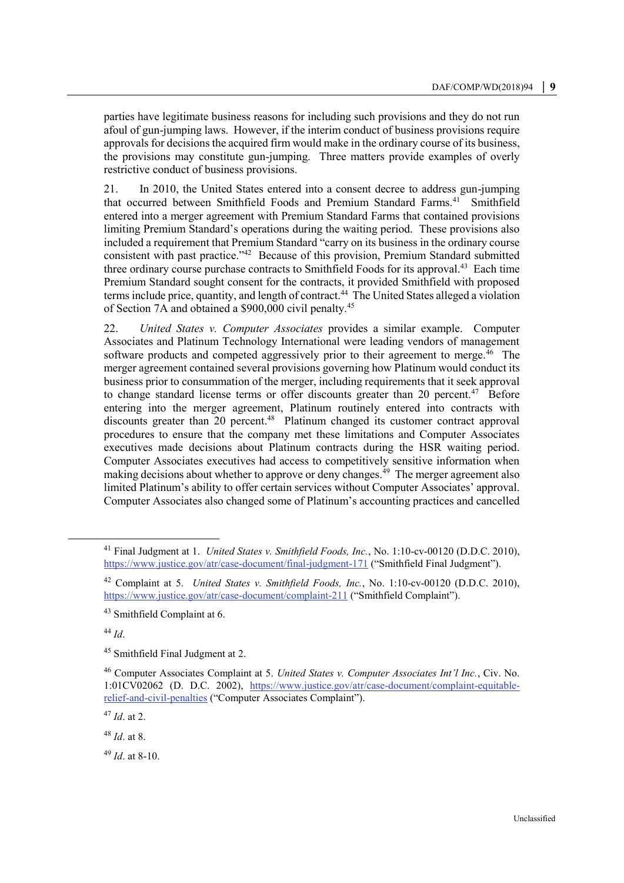parties have legitimate business reasons for including such provisions and they do not run afoul of gun-jumping laws. However, if the interim conduct of business provisions require approvals for decisions the acquired firm would make in the ordinary course of its business, the provisions may constitute gun-jumping. Three matters provide examples of overly restrictive conduct of business provisions.

21. In 2010, the United States entered into a consent decree to address gun-jumping that occurred between Smithfield Foods and Premium Standard Farms.[41] Smithfield entered into a merger agreement with Premium Standard Farms that contained provisions limiting Premium Standard's operations during the waiting period. These provisions also included a requirement that Premium Standard "carry on its business in the ordinary course consistent with past practice."[42] Because of this provision, Premium Standard submitted three ordinary course purchase contracts to Smithfield Foods for its approval.[43] Each time Premium Standard sought consent for the contracts, it provided Smithfield with proposed terms include price, quantity, and length of contract.[44] The United States alleged a violation of Section 7A and obtained a $900,000 civil penalty.[45]

22. *United States v. Computer Associates* provides a similar example. Computer Associates and Platinum Technology International were leading vendors of management software products and competed aggressively prior to their agreement to merge.[46] The merger agreement contained several provisions governing how Platinum would conduct its business prior to consummation of the merger, including requirements that it seek approval to change standard license terms or offer discounts greater than 20 percent.[47] Before entering into the merger agreement, Platinum routinely entered into contracts with discounts greater than 20 percent.[48] Platinum changed its customer contract approval procedures to ensure that the company met these limitations and Computer Associates executives made decisions about Platinum contracts during the HSR waiting period. Computer Associates executives had access to competitively sensitive information when making decisions about whether to approve or deny changes.[49] The merger agreement also limited Platinum's ability to offer certain services without Computer Associates' approval. Computer Associates also changed some of Platinum's accounting practices and cancelled

---

[41] Final Judgment at 1. *United States v. Smithfield Foods, Inc.*, No. 1:10-cv-00120 (D.D.C. 2010), https://www.justice.gov/atr/case-document/final-judgment-171 ("Smithfield Final Judgment").

[42] Complaint at 5. *United States v. Smithfield Foods, Inc.*, No. 1:10-cv-00120 (D.D.C. 2010), https://www.justice.gov/atr/case-document/complaint-211 ("Smithfield Complaint").

[43] Smithfield Complaint at 6.

[44] *Id*.

[45] Smithfield Final Judgment at 2.

[46] Computer Associates Complaint at 5. *United States v. Computer Associates Int'l Inc.*, Civ. No. 1:01CV02062 (D. D.C. 2002), https://www.justice.gov/atr/case-document/complaint-equitable-relief-and-civil-penalties ("Computer Associates Complaint").

[47] *Id*. at 2.

[48] *Id*. at 8.

[49] *Id*. at 8-10.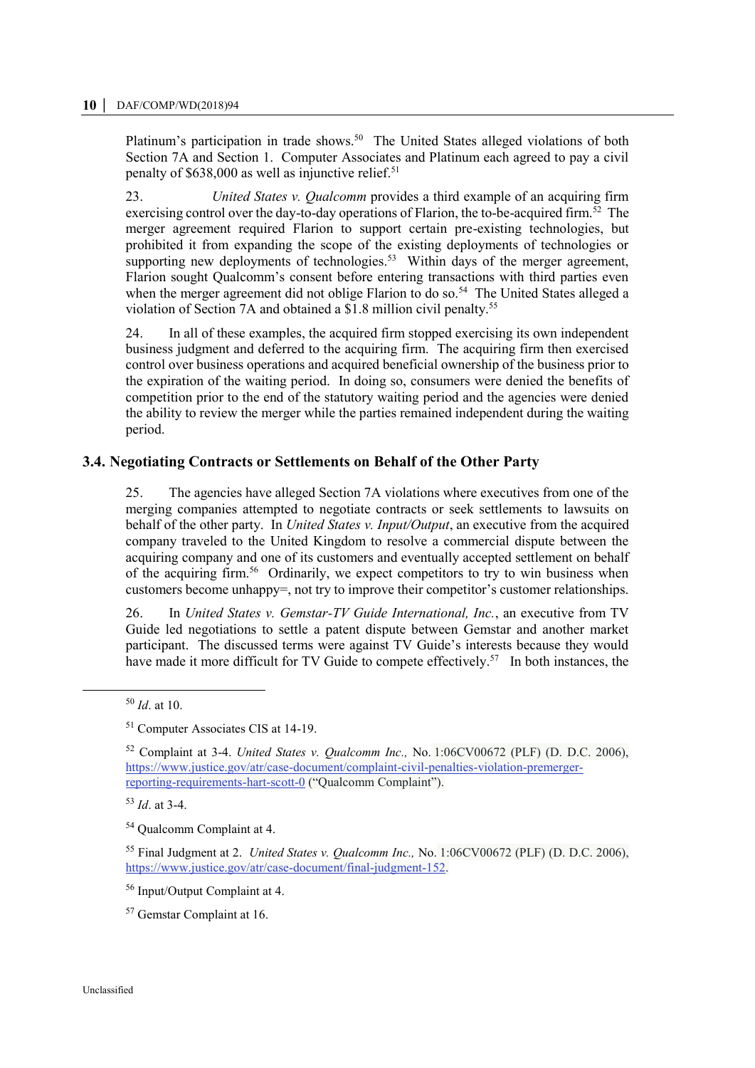Platinum's participation in trade shows.[50] The United States alleged violations of both Section 7A and Section 1. Computer Associates and Platinum each agreed to pay a civil penalty of $638,000 as well as injunctive relief.[51]

23. *United States v. Qualcomm* provides a third example of an acquiring firm exercising control over the day-to-day operations of Flarion, the to-be-acquired firm.[52] The merger agreement required Flarion to support certain pre-existing technologies, but prohibited it from expanding the scope of the existing deployments of technologies or supporting new deployments of technologies.[53] Within days of the merger agreement, Flarion sought Qualcomm's consent before entering transactions with third parties even when the merger agreement did not oblige Flarion to do so.[54] The United States alleged a violation of Section 7A and obtained a $1.8 million civil penalty.[55]

24. In all of these examples, the acquired firm stopped exercising its own independent business judgment and deferred to the acquiring firm. The acquiring firm then exercised control over business operations and acquired beneficial ownership of the business prior to the expiration of the waiting period. In doing so, consumers were denied the benefits of competition prior to the end of the statutory waiting period and the agencies were denied the ability to review the merger while the parties remained independent during the waiting period.

### 3.4. Negotiating Contracts or Settlements on Behalf of the Other Party

25. The agencies have alleged Section 7A violations where executives from one of the merging companies attempted to negotiate contracts or seek settlements to lawsuits on behalf of the other party. In *United States v. Input/Output*, an executive from the acquired company traveled to the United Kingdom to resolve a commercial dispute between the acquiring company and one of its customers and eventually accepted settlement on behalf of the acquiring firm.[56] Ordinarily, we expect competitors to try to win business when customers become unhappy=, not try to improve their competitor's customer relationships.

26. In *United States v. Gemstar-TV Guide International, Inc.*, an executive from TV Guide led negotiations to settle a patent dispute between Gemstar and another market participant. The discussed terms were against TV Guide's interests because they would have made it more difficult for TV Guide to compete effectively.[57] In both instances, the

---

[50] *Id*. at 10.

[51] Computer Associates CIS at 14-19.

[52] Complaint at 3-4. *United States v. Qualcomm Inc.,* No. 1:06CV00672 (PLF) (D. D.C. 2006), https://www.justice.gov/atr/case-document/complaint-civil-penalties-violation-premerger-reporting-requirements-hart-scott-0 ("Qualcomm Complaint").

[53] *Id*. at 3-4.

[54] Qualcomm Complaint at 4.

[55] Final Judgment at 2. *United States v. Qualcomm Inc.,* No. 1:06CV00672 (PLF) (D. D.C. 2006), https://www.justice.gov/atr/case-document/final-judgment-152.

[56] Input/Output Complaint at 4.

[57] Gemstar Complaint at 16.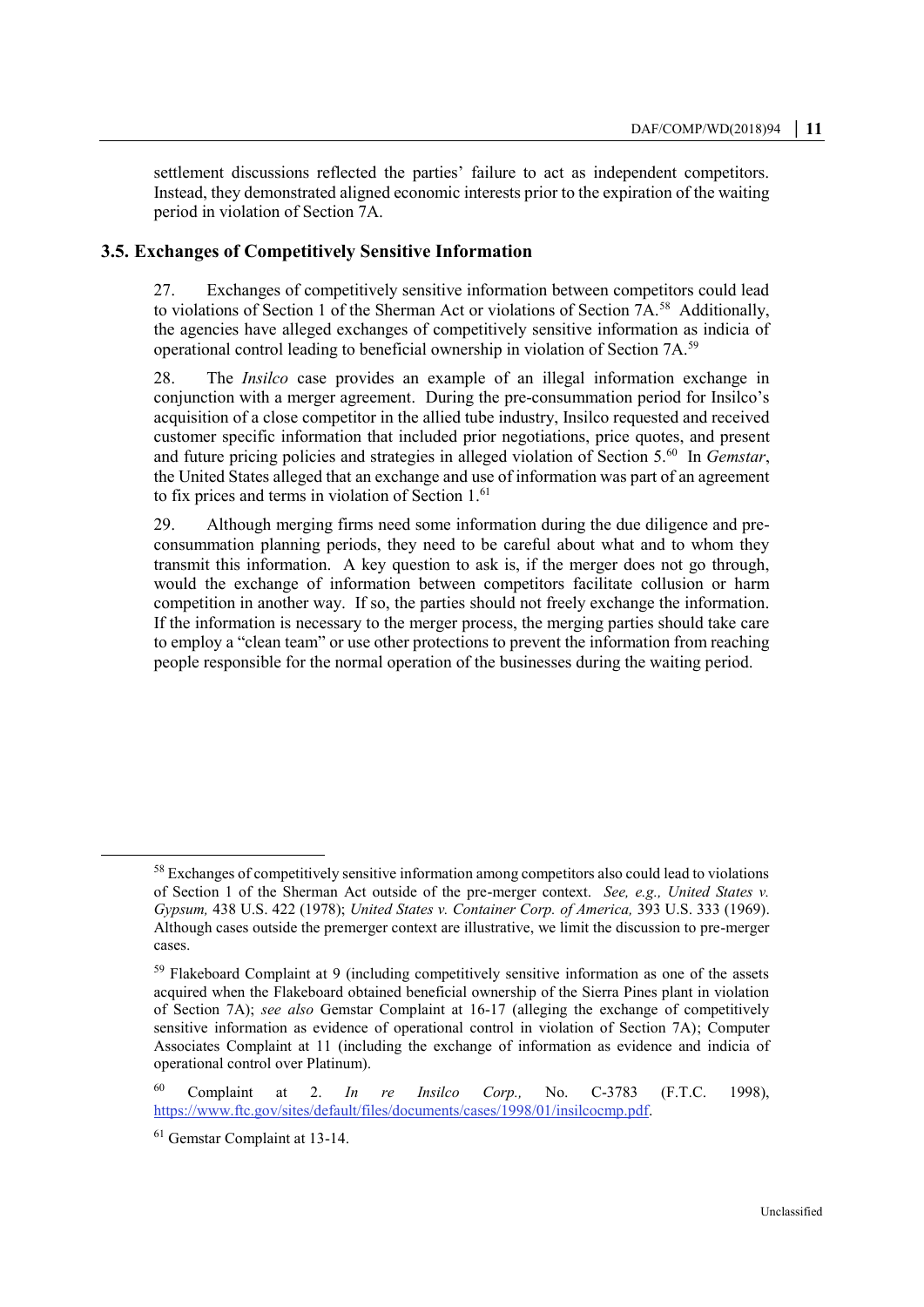settlement discussions reflected the parties' failure to act as independent competitors. Instead, they demonstrated aligned economic interests prior to the expiration of the waiting period in violation of Section 7A.

### 3.5. Exchanges of Competitively Sensitive Information

27. Exchanges of competitively sensitive information between competitors could lead to violations of Section 1 of the Sherman Act or violations of Section 7A.[58] Additionally, the agencies have alleged exchanges of competitively sensitive information as indicia of operational control leading to beneficial ownership in violation of Section 7A.[59]

28. The *Insilco* case provides an example of an illegal information exchange in conjunction with a merger agreement. During the pre-consummation period for Insilco's acquisition of a close competitor in the allied tube industry, Insilco requested and received customer specific information that included prior negotiations, price quotes, and present and future pricing policies and strategies in alleged violation of Section 5.[60] In *Gemstar*, the United States alleged that an exchange and use of information was part of an agreement to fix prices and terms in violation of Section 1.[61]

29. Although merging firms need some information during the due diligence and pre-consummation planning periods, they need to be careful about what and to whom they transmit this information. A key question to ask is, if the merger does not go through, would the exchange of information between competitors facilitate collusion or harm competition in another way. If so, the parties should not freely exchange the information. If the information is necessary to the merger process, the merging parties should take care to employ a "clean team" or use other protections to prevent the information from reaching people responsible for the normal operation of the businesses during the waiting period.

---

[58] Exchanges of competitively sensitive information among competitors also could lead to violations of Section 1 of the Sherman Act outside of the pre-merger context. *See, e.g., United States v. Gypsum,* 438 U.S. 422 (1978); *United States v. Container Corp. of America,* 393 U.S. 333 (1969). Although cases outside the premerger context are illustrative, we limit the discussion to pre-merger cases.

[59] Flakeboard Complaint at 9 (including competitively sensitive information as one of the assets acquired when the Flakeboard obtained beneficial ownership of the Sierra Pines plant in violation of Section 7A); *see also* Gemstar Complaint at 16-17 (alleging the exchange of competitively sensitive information as evidence of operational control in violation of Section 7A); Computer Associates Complaint at 11 (including the exchange of information as evidence and indicia of operational control over Platinum).

[60] Complaint at 2. *In re Insilco Corp.,* No. C-3783 (F.T.C. 1998), https://www.ftc.gov/sites/default/files/documents/cases/1998/01/insilcocmp.pdf.

[61] Gemstar Complaint at 13-14.